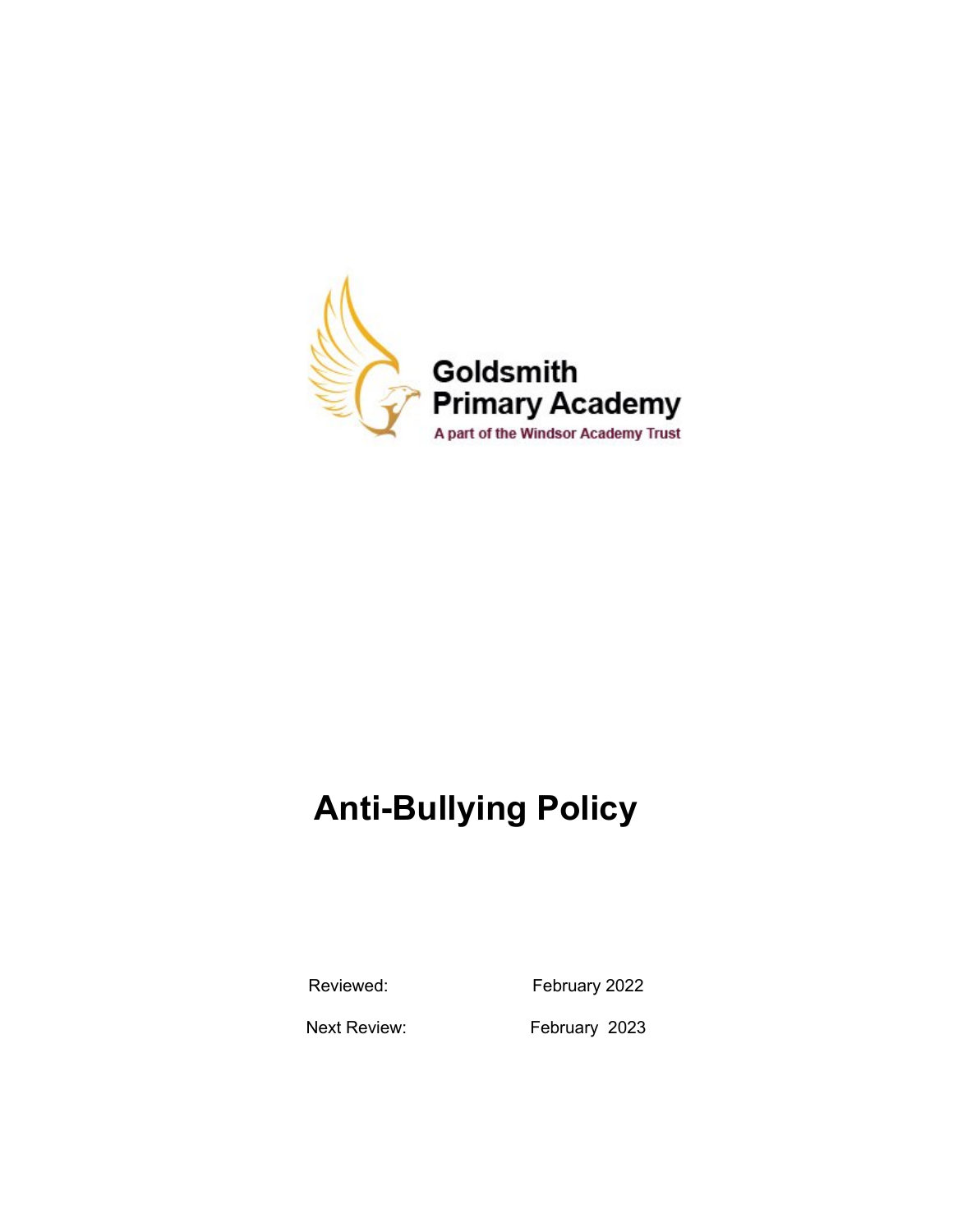Goldsmith Primary Academy

A part of the Windsor Academy Trust

# Anti-Bullying Policy

| | |
|---|---|
| Reviewed: | February 2022 |
| Next Review: | February 2023 |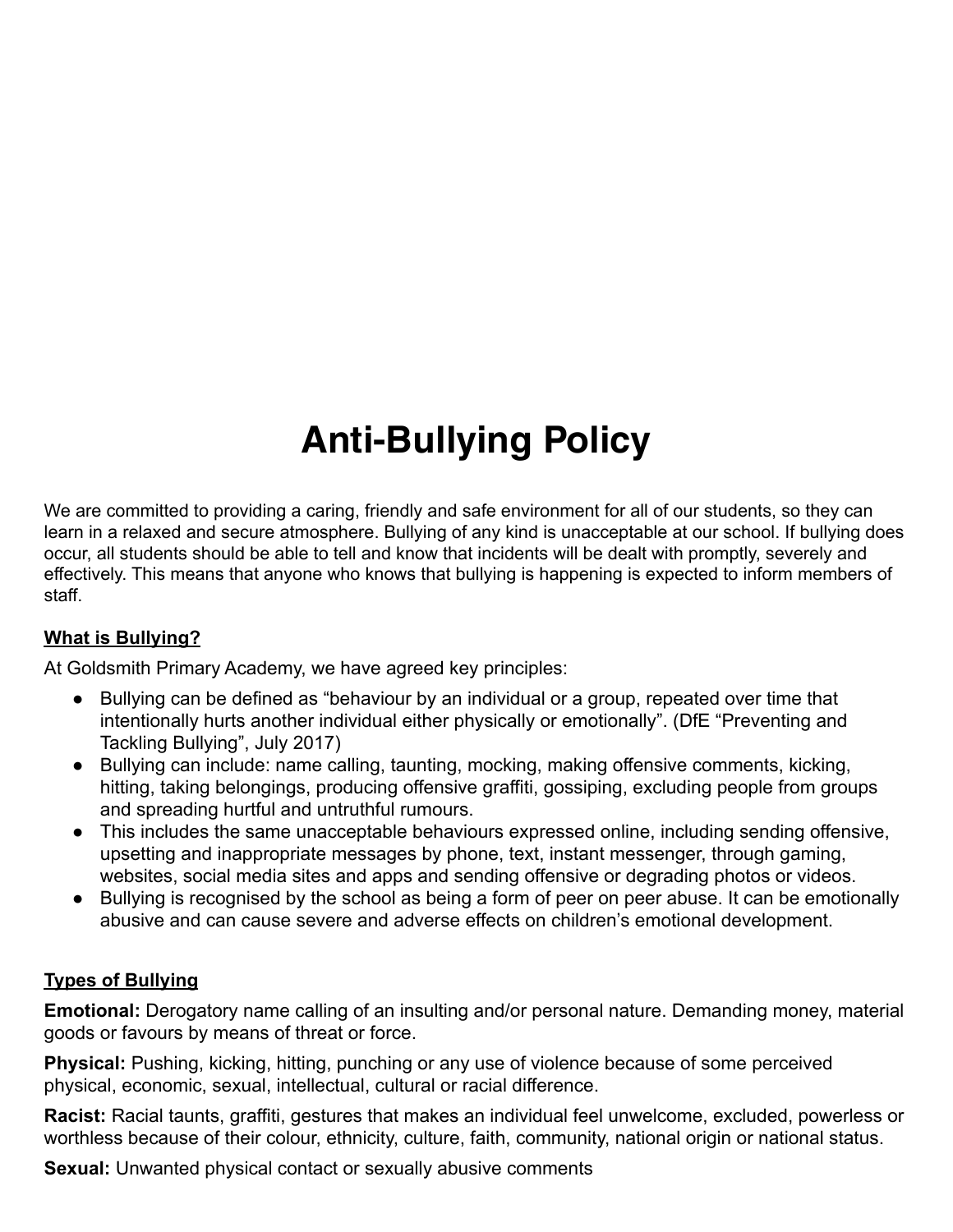# Anti-Bullying Policy

We are committed to providing a caring, friendly and safe environment for all of our students, so they can learn in a relaxed and secure atmosphere. Bullying of any kind is unacceptable at our school. If bullying does occur, all students should be able to tell and know that incidents will be dealt with promptly, severely and effectively. This means that anyone who knows that bullying is happening is expected to inform members of staff.

## What is Bullying?

At Goldsmith Primary Academy, we have agreed key principles:

- Bullying can be defined as "behaviour by an individual or a group, repeated over time that intentionally hurts another individual either physically or emotionally". (DfE "Preventing and Tackling Bullying", July 2017)
- Bullying can include: name calling, taunting, mocking, making offensive comments, kicking, hitting, taking belongings, producing offensive graffiti, gossiping, excluding people from groups and spreading hurtful and untruthful rumours.
- This includes the same unacceptable behaviours expressed online, including sending offensive, upsetting and inappropriate messages by phone, text, instant messenger, through gaming, websites, social media sites and apps and sending offensive or degrading photos or videos.
- Bullying is recognised by the school as being a form of peer on peer abuse. It can be emotionally abusive and can cause severe and adverse effects on children's emotional development.

## Types of Bullying

**Emotional:** Derogatory name calling of an insulting and/or personal nature. Demanding money, material goods or favours by means of threat or force.

**Physical:** Pushing, kicking, hitting, punching or any use of violence because of some perceived physical, economic, sexual, intellectual, cultural or racial difference.

**Racist:** Racial taunts, graffiti, gestures that makes an individual feel unwelcome, excluded, powerless or worthless because of their colour, ethnicity, culture, faith, community, national origin or national status.

**Sexual:** Unwanted physical contact or sexually abusive comments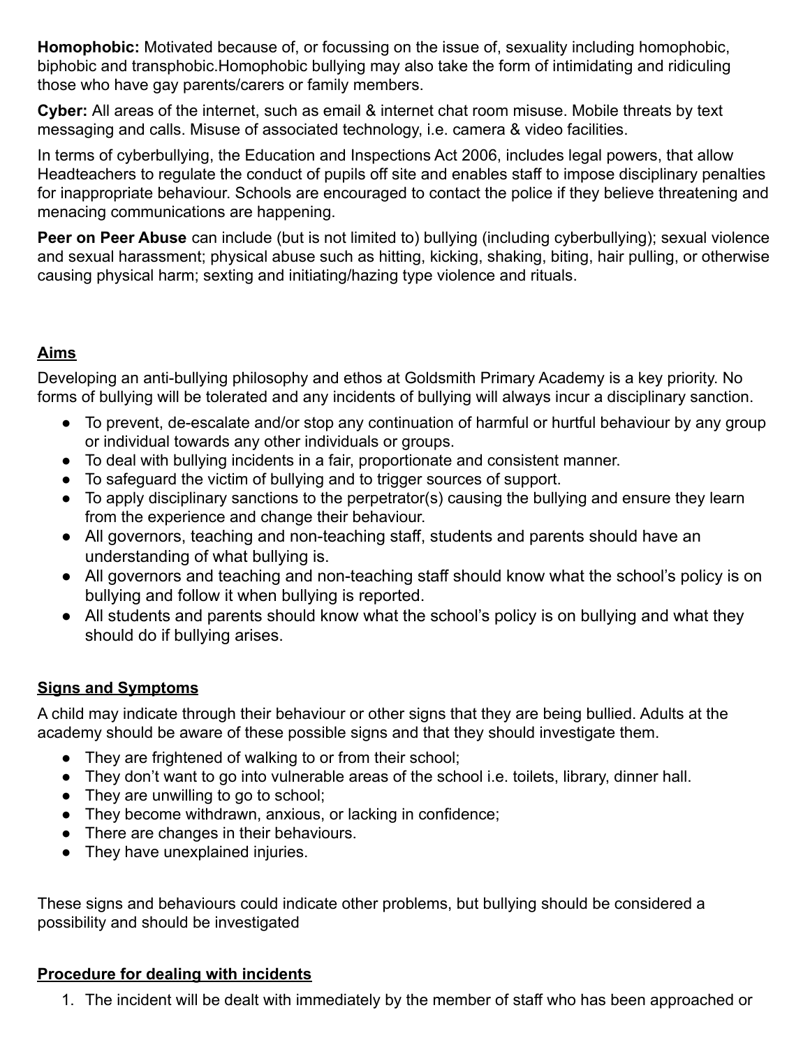**Homophobic:** Motivated because of, or focussing on the issue of, sexuality including homophobic, biphobic and transphobic.Homophobic bullying may also take the form of intimidating and ridiculing those who have gay parents/carers or family members.

**Cyber:** All areas of the internet, such as email & internet chat room misuse. Mobile threats by text messaging and calls. Misuse of associated technology, i.e. camera & video facilities.

In terms of cyberbullying, the Education and Inspections Act 2006, includes legal powers, that allow Headteachers to regulate the conduct of pupils off site and enables staff to impose disciplinary penalties for inappropriate behaviour. Schools are encouraged to contact the police if they believe threatening and menacing communications are happening.

**Peer on Peer Abuse** can include (but is not limited to) bullying (including cyberbullying); sexual violence and sexual harassment; physical abuse such as hitting, kicking, shaking, biting, hair pulling, or otherwise causing physical harm; sexting and initiating/hazing type violence and rituals.

## Aims

Developing an anti-bullying philosophy and ethos at Goldsmith Primary Academy is a key priority. No forms of bullying will be tolerated and any incidents of bullying will always incur a disciplinary sanction.

- To prevent, de-escalate and/or stop any continuation of harmful or hurtful behaviour by any group or individual towards any other individuals or groups.
- To deal with bullying incidents in a fair, proportionate and consistent manner.
- To safeguard the victim of bullying and to trigger sources of support.
- To apply disciplinary sanctions to the perpetrator(s) causing the bullying and ensure they learn from the experience and change their behaviour.
- All governors, teaching and non-teaching staff, students and parents should have an understanding of what bullying is.
- All governors and teaching and non-teaching staff should know what the school's policy is on bullying and follow it when bullying is reported.
- All students and parents should know what the school's policy is on bullying and what they should do if bullying arises.

## Signs and Symptoms

A child may indicate through their behaviour or other signs that they are being bullied. Adults at the academy should be aware of these possible signs and that they should investigate them.

- They are frightened of walking to or from their school;
- They don't want to go into vulnerable areas of the school i.e. toilets, library, dinner hall.
- They are unwilling to go to school;
- They become withdrawn, anxious, or lacking in confidence;
- There are changes in their behaviours.
- They have unexplained injuries.

These signs and behaviours could indicate other problems, but bullying should be considered a possibility and should be investigated

## Procedure for dealing with incidents

1. The incident will be dealt with immediately by the member of staff who has been approached or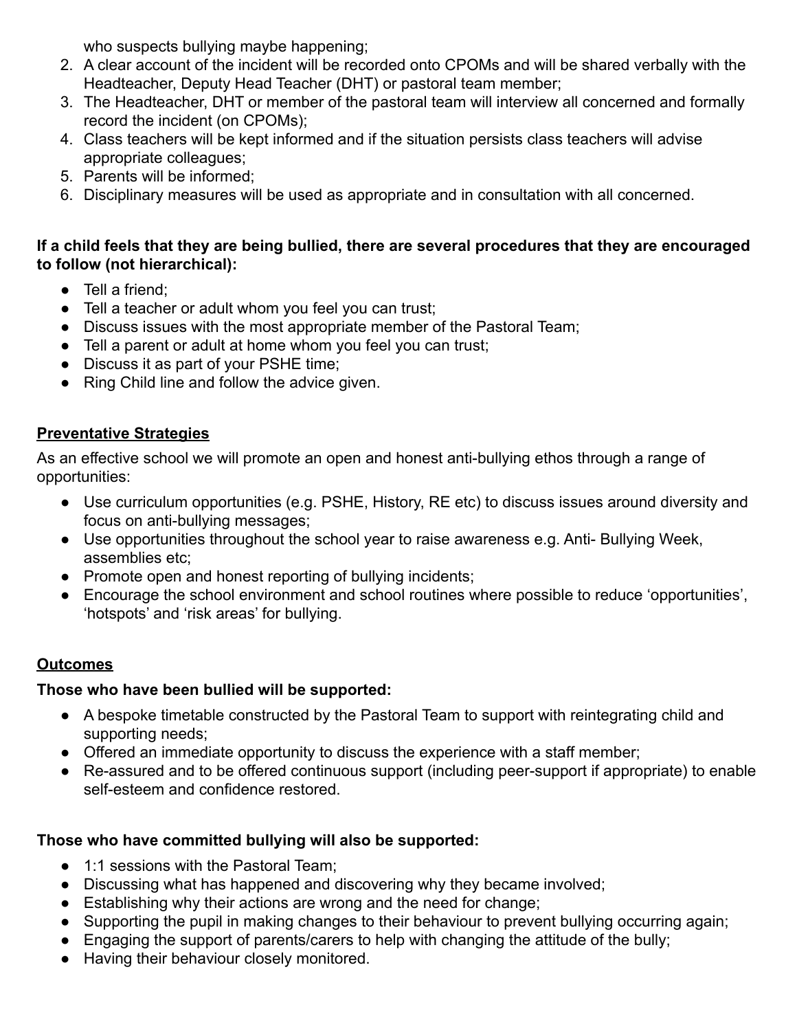who suspects bullying maybe happening;

2. A clear account of the incident will be recorded onto CPOMs and will be shared verbally with the Headteacher, Deputy Head Teacher (DHT) or pastoral team member;
3. The Headteacher, DHT or member of the pastoral team will interview all concerned and formally record the incident (on CPOMs);
4. Class teachers will be kept informed and if the situation persists class teachers will advise appropriate colleagues;
5. Parents will be informed;
6. Disciplinary measures will be used as appropriate and in consultation with all concerned.

**If a child feels that they are being bullied, there are several procedures that they are encouraged to follow (not hierarchical):**

- Tell a friend;
- Tell a teacher or adult whom you feel you can trust;
- Discuss issues with the most appropriate member of the Pastoral Team;
- Tell a parent or adult at home whom you feel you can trust;
- Discuss it as part of your PSHE time;
- Ring Child line and follow the advice given.

**<u>Preventative Strategies</u>**

As an effective school we will promote an open and honest anti-bullying ethos through a range of opportunities:

- Use curriculum opportunities (e.g. PSHE, History, RE etc) to discuss issues around diversity and focus on anti-bullying messages;
- Use opportunities throughout the school year to raise awareness e.g. Anti- Bullying Week, assemblies etc;
- Promote open and honest reporting of bullying incidents;
- Encourage the school environment and school routines where possible to reduce 'opportunities', 'hotspots' and 'risk areas' for bullying.

**<u>Outcomes</u>**

**Those who have been bullied will be supported:**

- A bespoke timetable constructed by the Pastoral Team to support with reintegrating child and supporting needs;
- Offered an immediate opportunity to discuss the experience with a staff member;
- Re-assured and to be offered continuous support (including peer-support if appropriate) to enable self-esteem and confidence restored.

**Those who have committed bullying will also be supported:**

- 1:1 sessions with the Pastoral Team;
- Discussing what has happened and discovering why they became involved;
- Establishing why their actions are wrong and the need for change;
- Supporting the pupil in making changes to their behaviour to prevent bullying occurring again;
- Engaging the support of parents/carers to help with changing the attitude of the bully;
- Having their behaviour closely monitored.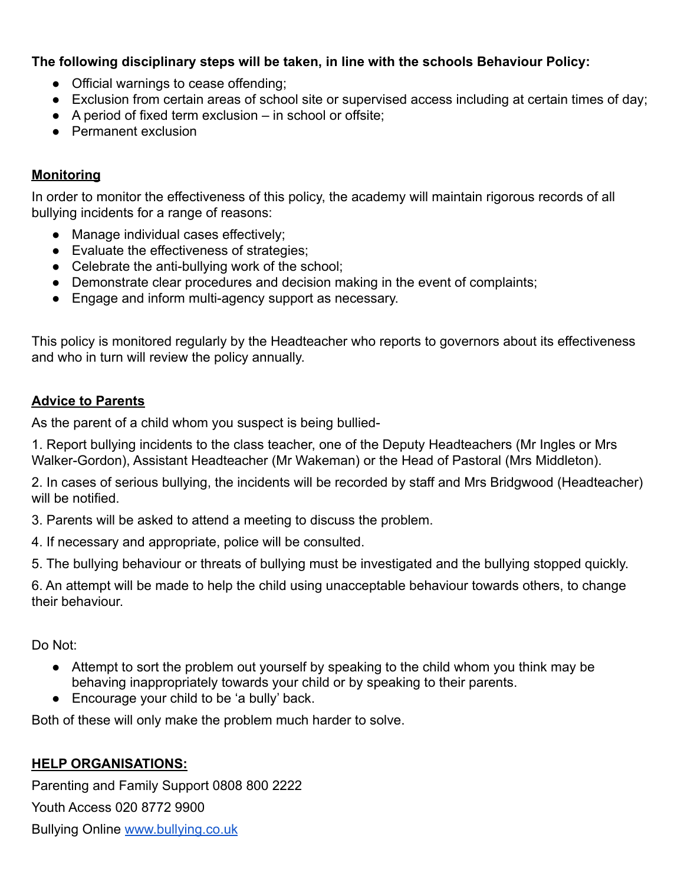**The following disciplinary steps will be taken, in line with the schools Behaviour Policy:**

- Official warnings to cease offending;
- Exclusion from certain areas of school site or supervised access including at certain times of day;
- A period of fixed term exclusion – in school or offsite;
- Permanent exclusion

## Monitoring

In order to monitor the effectiveness of this policy, the academy will maintain rigorous records of all bullying incidents for a range of reasons:

- Manage individual cases effectively;
- Evaluate the effectiveness of strategies;
- Celebrate the anti-bullying work of the school;
- Demonstrate clear procedures and decision making in the event of complaints;
- Engage and inform multi-agency support as necessary.

This policy is monitored regularly by the Headteacher who reports to governors about its effectiveness and who in turn will review the policy annually.

## Advice to Parents

As the parent of a child whom you suspect is being bullied-

1. Report bullying incidents to the class teacher, one of the Deputy Headteachers (Mr Ingles or Mrs Walker-Gordon), Assistant Headteacher (Mr Wakeman) or the Head of Pastoral (Mrs Middleton).
2. In cases of serious bullying, the incidents will be recorded by staff and Mrs Bridgwood (Headteacher) will be notified.
3. Parents will be asked to attend a meeting to discuss the problem.
4. If necessary and appropriate, police will be consulted.
5. The bullying behaviour or threats of bullying must be investigated and the bullying stopped quickly.
6. An attempt will be made to help the child using unacceptable behaviour towards others, to change their behaviour.

Do Not:

- Attempt to sort the problem out yourself by speaking to the child whom you think may be behaving inappropriately towards your child or by speaking to their parents.
- Encourage your child to be 'a bully' back.

Both of these will only make the problem much harder to solve.

## HELP ORGANISATIONS:

Parenting and Family Support 0808 800 2222

Youth Access 020 8772 9900

Bullying Online [www.bullying.co.uk](http://www.bullying.co.uk)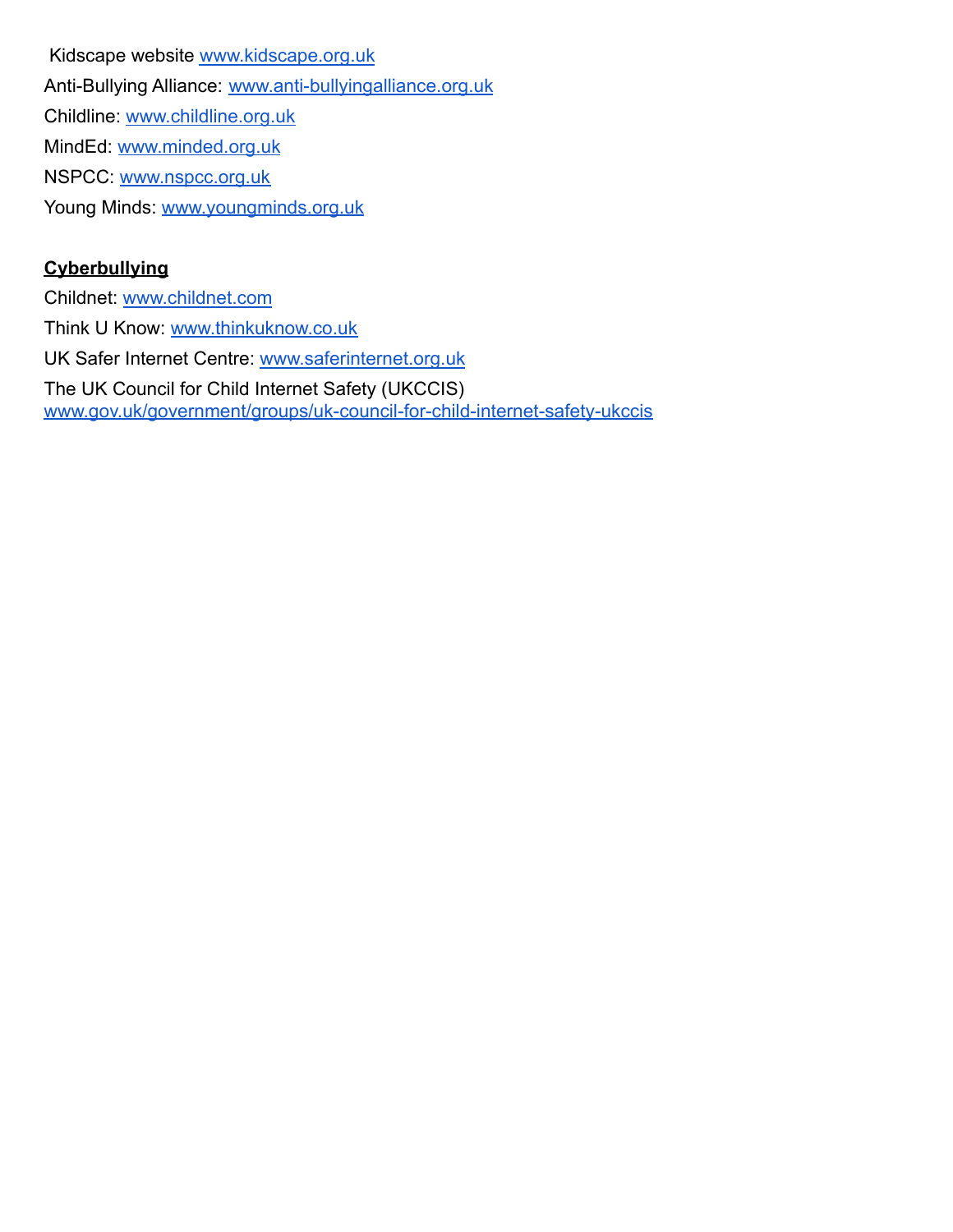Kidscape website www.kidscape.org.uk

Anti-Bullying Alliance: www.anti-bullyingalliance.org.uk

Childline: www.childline.org.uk

MindEd: www.minded.org.uk

NSPCC: www.nspcc.org.uk

Young Minds: www.youngminds.org.uk

**Cyberbullying**

Childnet: www.childnet.com

Think U Know: www.thinkuknow.co.uk

UK Safer Internet Centre: www.saferinternet.org.uk

The UK Council for Child Internet Safety (UKCCIS)
www.gov.uk/government/groups/uk-council-for-child-internet-safety-ukccis